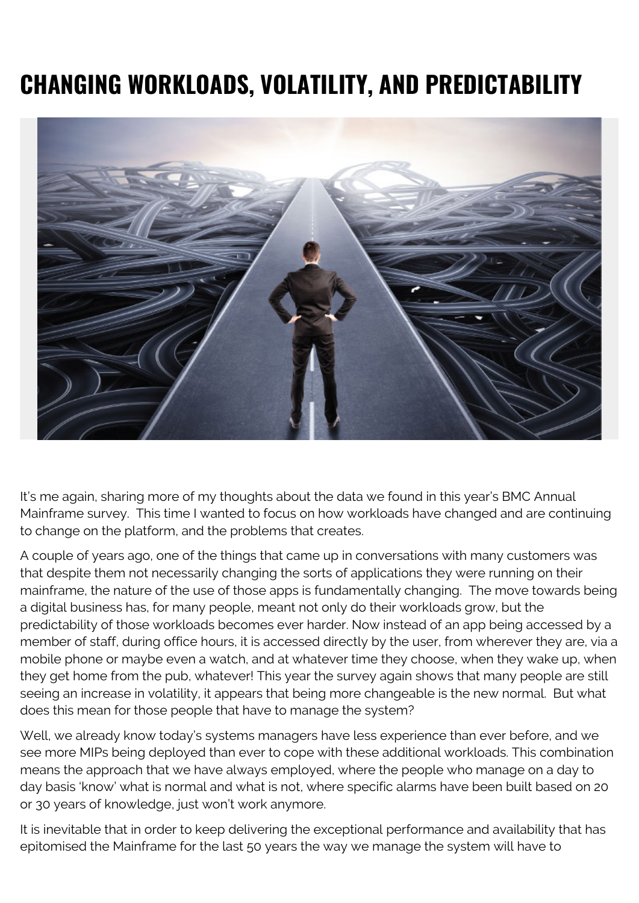# CHANGING WORKLOADS, VOLATILITY, AND PREDICTABILITY

It's me again, sharing more of my thoughts about the data we found in this year's BMC Annual Mainframe survey. This time I wanted to focus on how workloads have changed and are continuing to change on the platform, and the problems that creates.

A couple of years ago, one of the things that came up in conversations with many customers was that despite them not necessarily changing the sorts of applications they were running on their mainframe, the nature of the use of those apps is fundamentally changing. The move towards being a digital business has, for many people, meant not only do their workloads grow, but the predictability of those workloads becomes ever harder. Now instead of an app being accessed by a member of staff, during office hours, it is accessed directly by the user, from wherever they are, via a mobile phone or maybe even a watch, and at whatever time they choose, when they wake up, when they get home from the pub, whatever! This year the survey again shows that many people are still seeing an increase in volatility, it appears that being more changeable is the new normal. But what does this mean for those people that have to manage the system?

Well, we already know today's systems managers have less experience than ever before, and we see more MIPs being deployed than ever to cope with these additional workloads. This combination means the approach that we have always employed, where the people who manage on a day to day basis 'know' what is normal and what is not, where specific alarms have been built based on 20 or 30 years of knowledge, just won't work anymore.

It is inevitable that in order to keep delivering the exceptional performance and availability that has epitomised the Mainframe for the last 50 years the way we manage the system will have to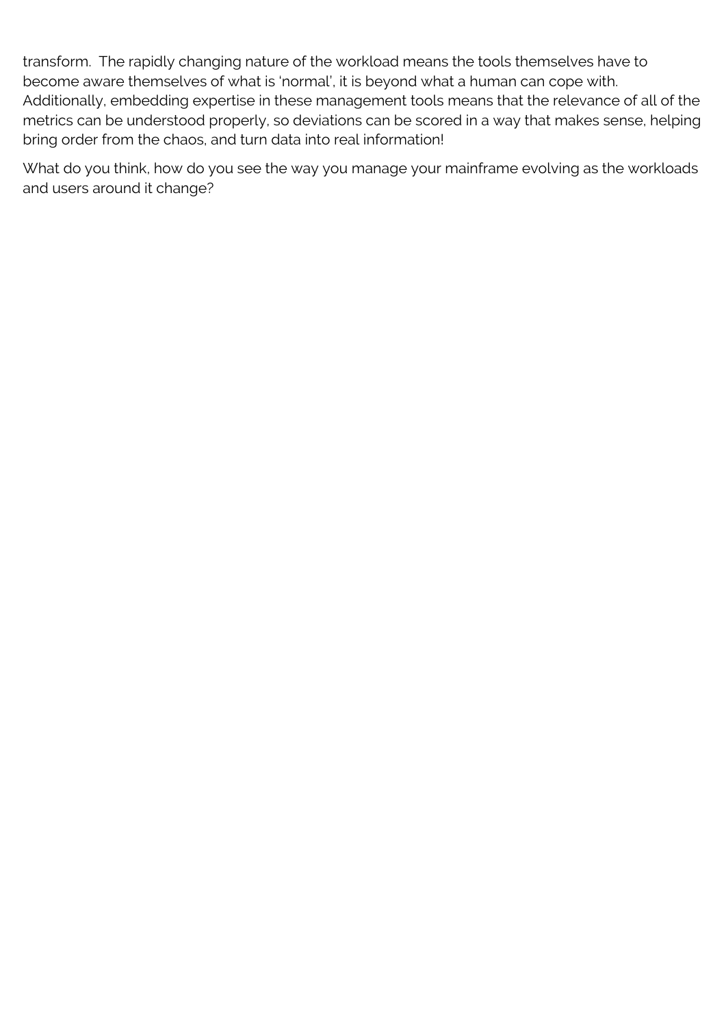transform.  The rapidly changing nature of the workload means the tools themselves have to become aware themselves of what is 'normal', it is beyond what a human can cope with. Additionally, embedding expertise in these management tools means that the relevance of all of the metrics can be understood properly, so deviations can be scored in a way that makes sense, helping bring order from the chaos, and turn data into real information!

What do you think, how do you see the way you manage your mainframe evolving as the workloads and users around it change?